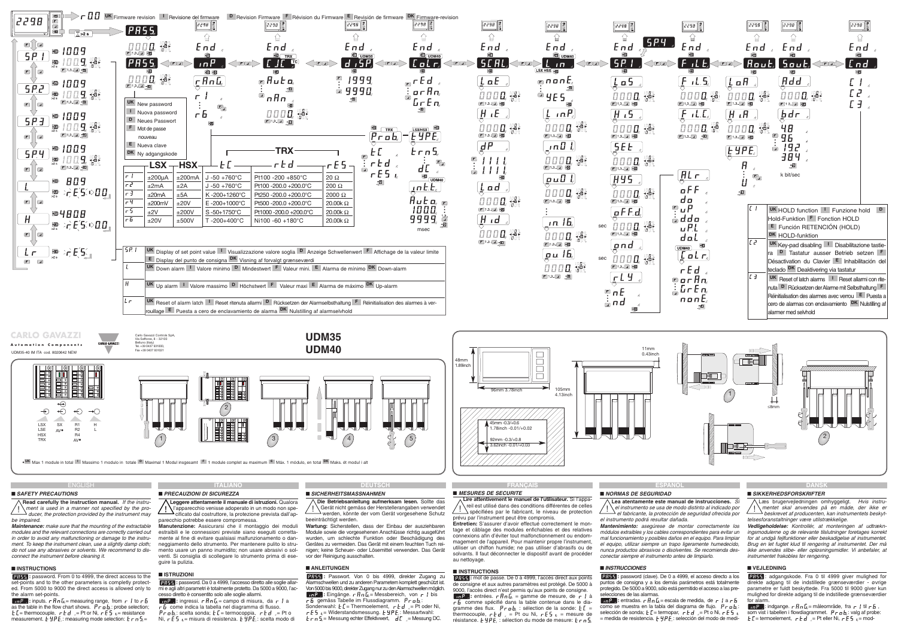# UDM35
# UDM40

CARLO GAVAZZI
Automation Components

Carlo Gavazzi Controls SpA, Via Safforze, 8 - 32100 Belluno (Italy)
Tel. +39 0437 931000, Fax +39 0437 931021

UDM35-40 IM ITA cod. 8020642 NEW

r00 — UK Firmware revision — I Revisione del firmware — D Revision Firmware — F Révision du Firmware — E Revisión de firmware — DK Firmware-revision

| UK | New password |
|---|---|
| I | Nuova password |
| D | Neues Passwort |
| F | Mot de passe nouveau |
| E | Nueva clave |
| DK | Ny adgangskode |

| | LSX | HSX | tC | rtd | rES |
|---|---|---|---|---|---|
| r1 | ±200µA | ±200mA | J -50 +760°C | Pt100 -200 +850°C | 20 Ω |
| r2 | ±2mA | ±2A | J -50 +760°C | Pt100 -200.0 +200.0°C | 200 Ω |
| r3 | ±20mA | ±5A | K -200+1260°C | Pt250 -200.0 +200.0°C | 2000 Ω |
| r4 | ±200mV | ±20V | E -200+1000°C | Pt500 -200.0 +200.0°C | 20.00k Ω |
| r5 | ±2V | ±200V | S -50+1750°C | Pt1000 -200.0 +200.0°C | 20.00k Ω |
| r6 | ±20V | ±500V | T -200+400°C | Ni100 -60 +180°C | 20.00k Ω |

| | |
|---|---|
| SP1 | UK Display of set point value I Visualizzazione valore soglia D Anzeige Schwellenwert F Affichage de la valeur limite E Display del punto de consigna DK Visning af forvalgt grænseværdi |
| L | UK Down alarm I Valore minimo D Mindestwert F Valeur mini. E Alarma de mínimo DK Down-alarm |
| H | UK Up alarm I Valore massimo D Höchstwert F Valeur maxi E Alarma de máximo DK Up-alarm |
| Lr | UK Reset of alarm latch I Reset ritenuta allarmi D Rücksetzen der Alarmselbsthaltung F Réinitialisation des alarmes à verrouillage E Puesta a cero de enclavamiento de alarma DK Nulstilling af alarmselvhold |

| | |
|---|---|
| C1 | UK HOLD function I Funzione hold D Hold-Funktion F Fonction HOLD E Función RETENCIÓN (HOLD) DK HOLD-funktion |
| C2 | UK Key-pad disabling I Disabilitazione tastiera D Tastatur ausser Betrieb setzen F Désactivation du Clavier E Inhabilitación del teclado DK Deaktivering via tastatur |
| C3 | UK Reset of latch arms I Reset allarmi con ritenuta D Rücksetzen der Alarme mit Selbsthaltung F Réinitialisation des alarmes avec verrou E Puesta a cero de alarmas con enclavamiento DK Nulstilling af alarmer med selvhold |

k bit/sec — msec — sec

48mm 1.89inch — 96mm 3.78inch — 105mm 4.13inch — 11mm 0.43inch — ≤8mm

45mm -0.3/+0.6 1.78inch -0.01/+0.02
92mm -0.3/+0.8 3.62inch -0.01/+0.03

LSX LSE HSX TRX — SX AV• — R1 R2 R4 AV• — H L

•UK Max 1 module in total I Massimo 1 modulo in totale D Maximal 1 Modul insgesamt F 1 module complet au maximum E Máx. 1 módulo, en total DK Maks. ét modul i alt

## ENGLISH

### ■ SAFETY PRECAUTIONS

**Read carefully the instruction manual.** *If the instrument is used in a manner not specified by the producer, the protection provided by the instrument may be impaired.*

***Maintenance:*** *make sure that the mounting of the extractable modules and the relevant connections are correctly carried out in order to avoid any malfunctioning or damage to the instrument. To keep the instrument clean, use a slightly damp cloth; do not use any abrasives or solvents. We recommend to disconnect the instrument before cleaning it.*

### ■ INSTRUCTIONS

**PASS**: password. From 0 to 4999, the direct access to the set-points and to the other parameters is completly protected. From 5000 to 9000 the direct access is allowed only to the alarm set-points..

**inP**: inputs. rAnG = measuring range, from r1 to r6 as the table in the flow chart shows. Prob: probe selection; tC = thermocouple, rtd = Pt or Ni, rES = resistance measurement. tYPE: measuring mode selection: trnS =

## ITALIANO

### ■ PRECAUZIONI DI SICUREZZA

**Leggere attentamente il manuale di istruzioni.** Qualora l'apparecchio venisse adoperato in un modo non specificato dal costruttore, la protezione prevista dall'apparecchio potrebbe essere compromessa.

**Manutenzione:** Assicurarsi che il montaggio dei moduli estraibili e le connessioni previste siano eseguiti correttamente al fine di evitare qualsiasi malfunzionamento o danneggiamento dello strumento. Per mantenere pulito lo strumento usare un panno inumidito; non usare abrasivi o solventi. Si consiglia di scollegare lo strumento prima di eseguire la pulizia.

### ■ ISTRUZIONI

**PASS**: password. Da 0 a 4999, l'accesso diretto alle soglie allarmi e agli altri parametri è totalmente protetto. Da 5000 a 9000, l'accesso diretto è consentito solo alle soglie allarmi.

**inP**: ingressi. rAnG = campo di misura, da r1 a r6 come indica la tabella nel diagramma di flusso. Prob: scelta sonda; tC = termocoppia, rtd = Pt o Ni, rES = misura di resistenza. tYPE: scelta modo di

## DEUTSCH

### ■ SICHERHEITSMASSNAHMEN

**Die Betriebsanleitung aufmerksam lesen.** Sollte das Gerät nicht gemäss der Herstellerangaben verwendet werden, könnte der vom Gerät vorgesehene Schutz beeinträchtigt werden.

**Wartung:** Sicherstellen, dass der Einbau der ausziehbaren Module sowie die vorgesehenen Anschlüsse richtig ausgeführt wurden, um schlechte Funktion oder Beschädigung des Gerätes zu vermeiden. Das Gerät mit einem feuchten Tuch reinigen; keine Scheuer- oder Lösemittel verwenden. Das Gerät vor der Reinigung ausschalten.

### ■ ANLEITUNGEN

**PASS**: Passwort. Von 0 bis 4999, direkter Zugang zu Alarmschwellen und zu anderen Parametern komplett geschützt ist. Von 5000 bis 9000, direkter Zugang nur zu den Alarmschwellen möglich.

**inP**: Eingänge. rAnG = Messbereich, von r1 bis r6 gemäss Tabelle im Flussdiagramm. Prob: Sonderwahl: tC = Thermoelement, rtd = Pt oder Ni, rES = Widerstandsmessung. tYPE: Messartwahl: trnS = Messung echter Effektivwert, dC = Messung DC.

## FRANÇAIS

### ■ MESURES DE SECURITE

**Lire attentivement le manuel de l'utilisateur.** Si l'appareil est utilisé dans des conditions différentes de celles spécifiées par le fabricant, le niveau de protection prévu par l'instrument peut être compromis.

**Entretien:** S'assurer d'avoir effectué correctement le montage et câblage des modules enfichables et des relatives connexions afin d'éviter tout malfonctionnement ou endommagement de l'appareil. Pour maintenir propre l'instrument, utiliser un chiffon humide; ne pas utiliser d'abrasifs ou de solvants. Il faut déconnecter le dispositif avant de procéder au nettoyage.

### ■ INSTRUCTIONS

**PASS**: mot de passe. De 0 à 4999, l'accès direct aux points de consigne et aux autres paramètres est protégé. De 5000 à 9000, l'accès est permis qu'aux points de consigne.

**inP**: entrées. rAnG = gamme de mesure, de r1 à r6 comme spécifié dans la table contenue dans le diagramme des flux. Prob: sélection de la sonde: tC = thermocouple, rtd = Pt ou Ni, rES = mesure de résistance. tYPE: sélection du mode de mesure: trnS

## ESPAÑOL

### ■ NORMAS DE SEGURIDAD

**Lea atentamente este manual de instrucciones.** *Si el instrumento se usa de modo distinto al indicado por el fabricante, la protección de seguridad ofrecida por el instrumento podrá resultar dañada.*

***Mantenimiento:*** *asegúrese de montar correctamente los módulos extraíbles y los cables correspondientes para evitar un mal funcionamiento y posibles daños en el equipo. Para limpiar el equipo, utilizar siempre un trapo ligeramente humedecido, nunca productos abrasivos o disolventes. Se recomienda desconectar siempre el instrumento antes de limpiarlo.*

### ■ INSTRUCCIONES

**PASS**: password (clave). De 0 a 4999, el acceso directo a los puntos de consigna y a los demás parámetros está totalmente protegido. De 5000 a 9000, sólo está permitido el acceso a las preselecciones de las alarmas.

**inP**: entradas. rAnG = escala de medida, de r1 a r6 como se muestra en la tabla del diagrama de flujo. Prob: selección de sonda; tC = termopar, rtd = Pt o Ni, rES = medida de resistencia. tYPE: selección del modo de medi-

## DANSK

### ■ SIKKERHEDSFORSKRIFTER

Læs brugervejledningen omhyggeligt. *Hvis instrumentet skal anvendes på en måde, der ikke er beskrevet af producenten, kan instrumentets beskyttelsesforanstaltninger være utilstrækkelige.*

***Vedligeholdelse:*** *Kontrollér, at monteringen af udtrækningsmodulerne og de relevante tilslutninger foretages korrekt for at undgå fejlfunktioner eller beskadigelse af instrumentet. Brug en let fugtet klud til rengøring af instrumentet. Der må ikke anvendes slibe- eller opløsningsmidler. Vi anbefaler, at instrumentet frakobles før rengøring.*

### ■ VEJLEDNING

**PASS**: adgangskode. Fra 0 til 4999 giver mulighed for direkte adgang til de indstillede grænseværdier - øvrige parametre er fuldt beskyttede. Fra 5000 til 9000 giver kun mulighed for direkte adgang til de indstillede grænseværdier for alarm.

**inP**: indgange. rAnG = måleområde, fra r1 til r6, som vist i tabellen i flowdiagrammet. Prob: valg af probe: tC = termoelement, rtd = Pt eller Ni, rES = mod-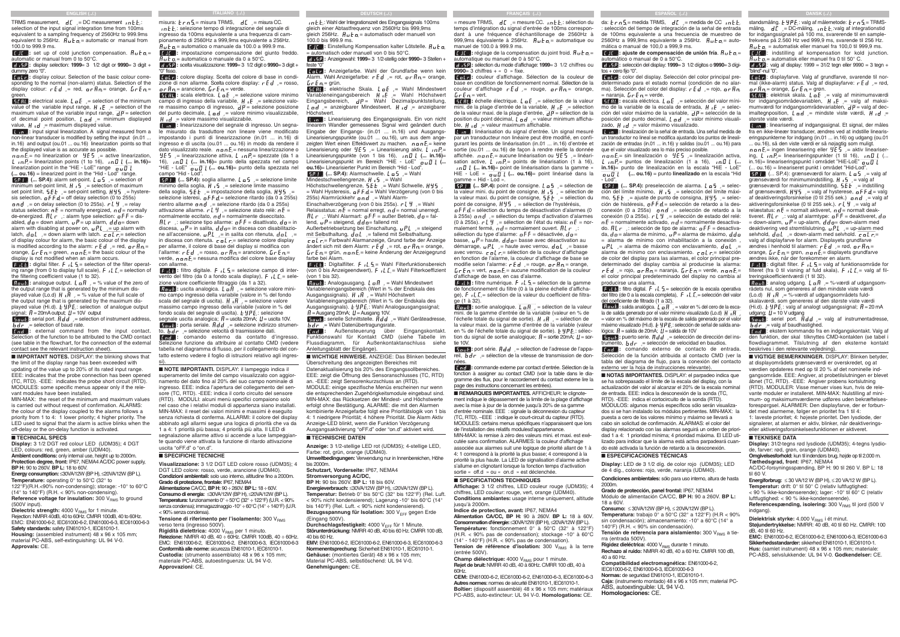## ENGLISH (./.)

TRMS measurement, dC = DC measurement int.t: selection of the input signal integration time from 100ms equivalent to a sampling frequency of 2560Hz to 999.9ms equivalent to 256Hz. Auto = automatic or manual from 100.0 to 999.9 ms.

**CJC**: set up of cold junction compensation. Auto = automatic or manual from 0 to 50°C.

**dISP**: display selection: **1999**= 3 1/2 digit or **9990**= 3 digit + dummy zero "0".

**Color**: display colour. Selection of the basic colour corresponding to the normal (non-alarm) status. Selection of the display colour: rEd = red, orAn = orange, GrEn = green.

**SCAL**: electrical scale. LoE = selection of the minimum value of the variable input range, HiE = selection of the maximum value of the variable input range, dP = selection of decimal point position, Lod = minimum displayed value, Hid = maximum displayed value.

**Lin**: input signal linearization. A signal measured from a non-linear transducer is modified by setting the input (in.01 ... in.16) and output (ou.01 ... ou.16) linearization points so that the displayed value is as accurate as possible.
nonE = no linearization or YES = active linearization, LinP = linearization points (1 to 16), inOL (**... in.16**)= linearization point in the "HiE - LoE" range ouOL **(... ou.16)** = linearized point in the "Hid - Lod" range.

**SP1 (... SP.4)**: alarm set-point. LoS = selection of minimum set-point limit, HiS = selection of maximum set point limit. SEt = set-point setting, HYS = hysteresis selection, oFFd = off delay selection (0 to 255s) and ond = on delay selection (0 to 255s). rLY = relay status selection: nE = normally energized, nd = normally de-energized. ALr = alarm type selection: oFF = disabled, do = down alarm, uP = up alarm, ddo = down alarm with disabling at power on, uPL = up alarm with latch, doL = down alarm with latch. coLr = selection of display colour for alarm, the basic colour of the display is modified according to the alarm: rEd = red, orAn = orange, GrEn = green, nonE = the basic colour of the display is not modified when an alarm occurs.

**FiLt**: digital filter. FiLS = selection of the filter operating range (from 0 to display full scale), FiLC = selection of the filtering coefficient value (1 to 32).

**Aout**: analogue output. LoA = % value of the zero of the output range that is generated by the minimum displayed value (Lo.d) HiA = % value of the full scale of the output range that is generated by the maximum displayed value (Hi.d). tYPE: selection of analogue output signal; A = 20mA output; U = 10V output

**Sout**: serial port. Add = selection of instrument address, bdr = selection of baud rate.

**Cnd**: external command from the input contact. Selection of the function to be attributed to the CMD contact (see table in the flowchart, for the connection of the external contact see the relevant instruction sheet).

■ **IMPORTANT NOTES.** DISPLAY: the blinking shows that the limit of the display range has been exceeded with updating of the value up to 20% of its rated input range. EEE: indicates that the probe connection has been opened (TC, RTD). -EEE: indicates the probe short circuit (RTD). MODULES: some specific menus appear only if the relevant modules have been installed.
MIN-MAX: the reset of the minimum and maximum values is carried out without request of confirmation. ALARMS: the colour of the display coupled to the alarms follows a priority from 1 to 4: 1 lower priority; 4 higher priority. The LED used to signal that the alarm is active blinks when the off-delay or the on-delay function is activated.

### ■ TECHNICAL SPECS

**Display:** 3 1/2 DGT red colour LED (UDM35); 4 DGT LED, colours: red, green, amber (UDM40).
**Ambient conditions:** only internal use, height up to 2000m.
**Protection degree, front:** IP67, NEMA4 AC/DC power supply, **BP H:** 90 to 260V. **BP L:** 18 to 60V.
**Energy consumption:** ≤30VA/12W (BP H), ≤20VA/12W (BP L).
**Temperature:** operating 0° to 50°C (32° to 122°F)(R.H.<90% non-condensing); storage: -10° to 60°C (14° to 140°F) (R.H. < 90% non-condensing).
**Reference voltage for insulation:** 300 $V_{RMS}$ to ground (500V input).
**Dielectric strength:** 4000 $V_{RMS}$ for 1 minute.
Rejection: NMRR 40dB, 40 to 60Hz. CMRR 100dB, 40 to 60Hz.
EMC: EN61000-6-2, IEC61000-6-2, EN61000-6-3, IEC61000-6-3
**Safety standards:** safety EN61010-1, IEC61010-1.
**Housing:** (assembled instrument) 48 x 96 x 105 mm; material PC-ABS, self-extinguishing: UL 94 V-0.
**Approvals:** CE.

## ITALIANO (./.)

misura: trnS = misura TRMS, dC = misura CC. int.t: selezione tempo di integrazione del segnale di ingresso da 100ms equivalente a una frequenza di campionamento di 2560Hz a 999,9ms equivalente a 256Hz. Auto = automatico o manuale da 100.0 a 999.9 ms.

**CJC**: impostazione compensazione del giunto freddo. Auto = automatica o manuale da 0 a 50°C.

**dISP**: scelta visualizzazione: **1999**= 3 1/2 digit o **9990**= 3 digit + "0" fisso.

**Color**: colore display. Scelta del colore di base in condizione di non allarme. Scelta colore display: rEd = rosso, orAn = arancione, GrEn = verde.

**SCAL**: scala elettrica. LoE = selezione valore minimo campo di ingresso della variabile. HiE = selezione valore massimo campo di ingresso, dP = selezione posizione del punto decimale, Lod = valore minimo visualizzabile, Hid = valore massimo visualizzabile.

**Lin**: linearizzazione del segnale di ingresso. Un segnale misurato da trasduttore non lineare viene modificato impostando i punti di linearizzazione (in.01 ... in.16) di ingresso e di uscita (ou.01 ... ou.16) in modo da rendere il dato visualizzato reale. nonE= nessuna linearizzazione o YES = linearizzazione attiva, LinP = spezzate (da 1 a 16), inOL **(... in.16)**= punto della spezzata nel campo "HiE - LoE" ouOL **(... ou.16)**= punto della spezzata nel campo "Hid - Lod".

**SP1 (... SP.4)**: soglia allarme. LoS = selezione limite minimo della soglia, HiS = selezione limite massimo della soglia, SEt = impostazione della soglia, HYS = selezione isteresi, oFFd = selezione ritardo (da 0 a 255s) rientro allarme ond = selezione ritardo (da 0 a 255s) attivazione allarme. rLY = selezione stato relè: nE = normalmente eccitato, nd = normalmente diseccitato. ALr: selezione tipo allarme: oFF = disattivato, do = in discesa, uP = in salita, ddo = in discesa con disabilitazione all'accensione, uPL = in salita con ritenuta, doL = in discesa con ritenuta. coLr = selezione colore display per allarme, il colore di base del display si modifica con l'allarme: rEd = rosso, orAn = arancione, GrEn = verde, nonE = nessuna modifica del colore base display con allarme.

**FiLt**: filtro digitale. FiLS = selezione campo di intervento del filtro (da 0 a fondo scala display). FiLC = selezione valore coefficiente filtraggio (da 1 a 32).

**Aout**: uscita analogica. LoA = selezione valore minimo campo ingresso della variabile (valore in % del fondo scala del segnale di uscita). HiA = selezione valore massimo campo ingresso della variabile (valore in % del fondo scala del segnale di uscita). tYPE: selezione segnale uscita analogica; A = uscita 20mA; U = uscita 10V.

**Sout**: porta seriale. Add = selezione indirizzo strumento, bdr = selezione velocità di trasmissione dati.

**Cnd**: comando esterno da contatto d'ingresso. Selezione funzione da attribuire al contatto CMD (vedere tabella nel diagramma di flusso, per il collegamento del contatto esterno vedere il foglio di istruzioni relativo agli ingressi).

■ **NOTE IMPORTANTI.** DISPLAY: il lampeggio indica il superamento del limite del campo visualizzato con aggiornamento del dato fino al 20% del suo campo nominale di ingresso. EEE: indica l'apertura del collegamento del sensore (TC, RTD). -EEE: indica il corto circuito del sensore (RTD). MODULI: alcuni menù specifici compaiono solo nel caso che i relativi moduli di appartenza siano installati. MIN-MAX: il reset dei valori minimi e massimi è eseguito senza richiesta di conferma. ALLARMI: il colore del display abbinato agli allarmi segue una logica di priorità che va da 1 a 4: 1 priorità più bassa; 4 priorità più alta. Il LED di segnalazione allarme attivo si accende a luce lampeggiante quando viene attivata la funzione di ritardo attivazione uscita "oFF.d" o "on.d".

### ■ SPECIFICHE TECNICHE

**Visualizzazione:** 3 1/2 DGT LED colore rosso (UDM35); 4 DGT LED colore: rosso, verde, arancione (UDM40).
**Condizioni ambientali:** solo uso interno, altitudine fino a 2000m.
**Grado di protezione, frontale:** IP67, NEMA4
**Alimentazione** CA/CC, **BP H:** 90 ÷ 260V. **BP L:** 18 ÷ 60V.
**Consumo di energia:** ≤30VA/12W (BP H), ≤20VA/12W (BP L).
**Temperatura:** funzionamento 0° ÷ 50°C (32° ÷ 122°F) (U.R. < 90% senza condensa); immagazzinaggio -10° ÷ 60°C (14° ÷ 140°F) (U.R. < 90% senza condensa).
**Tensione di riferimento per l'isolamento:** 300 $V_{RMS}$ verso terra (ingresso 500V).
**Rigidità dielettrica:** 4000 $V_{RMS}$ per 1 minuto.
**Reiezione:** NMRR 40 dB, 40 ÷ 60Hz. CMRR 100dB, 40 ÷ 60Hz.
EMC: EN61000-6-2, IEC61000-6-2, EN61000-6-3, IEC61000-6-3
**Conformità alle norme:** sicurezza EN61010-1, IEC61010-1.
**Custodia:** (strumento assemblato) 48 x 96 x 105 mm; materiale PC-ABS, autoestinguenza: UL 94 V-0.
**Approvazioni**: CE.

## DEUTSCH (./.)

int.t: Wahl der Integrationszeit des Eingangssignals 100ms gleich einer Abtastfrequenz von 2560Hz bis 999,9ms gleich 256Hz. Auto = automatisch oder manuell von 100,0 bis 999.9 ms.

**CJC**: Einstellung Kompensation kalter Lötstelle. Auto = automatisch oder manuell von 0 bis 50°C.

**dISP**: Anzeigewahl: **1999**= 3 1/2-stellig oder **9990**= 3 Stellen + feste "0"

**Color**: Anzeigefarbe. Wahl der Grundfarbe wenn kein Alarm. Wahl Anzeigefarbe: rEd = rot, orAn = orange, GrEn = grün.

**SCAL**: elektrische Skala. LoE = Wahl Mindestwert Variableneingangsbereich HiE = Wahl Höchstwert Eingangsbereich, dP= Wahl Dezimalpunktstellung, Lod = anzeigbarer Mindestwert, Hid = anzeigbarer Höchstwert.

**Lin**: Linearisierung des Eingangssignals. Ein von nicht linearen Wandler gemessenes Signal wird geändert durch Eingabe der Eingangs- (in.01 ... in.16) und Ausgangs-Linearisierungspunkte (ou.01 ... ou.16), um aus dem angezeigten Wert einen Effektivwert zu machen. nonE= keine Linearisierung oder YES = Linearisierung aktiv, LinP= Linearisierungspunkte (von 1 bis 16), inOL **(... in.16)**= Linearisierungspunkt im Bereich "HiE - LoE" ouOL **(... ou.16)**= Linearisierter Punkt im Bereich "Hid - Lod".

**SP1 (... SP.4)**: Alarmschwelle. LoS = Wahl Mindestschwellengrenze, HiS = Wahl Höchstschwellengrenze, SEt = Wahl Schwelle, HYS = Wahl Hysteresis, oFFd= Wahl Verzögerung (von 0 bis 255s) Alarmrückkehr ond = Wahl Alarm-Einschaltverzögerung (von 0 bis 255s). rLY = Wahl Relaisstatus: nE = normal erregt, nd = normal unerregt. ALr: Wahl Alarmart: oFF = außer Betrieb, do = fallend, uP = steigend, ddo= fallend mit Außerbetriebsetzung bei Einschaltung, uPL = steigend mit Selbsthaltung, doL = fallend mit Selbsthaltung. coLr = Farbwahl Alarmanzeige, Grund farbe der Anzeige ändert sich mit dem Alarm: rEd = rot, orAn = orange, GrEn = grün, nonE = keine Änderung der Anzeigegrund farbe bei Alarm.

**FiLt**: Digitalfilter. FiLS = Wahl Filterfunktionsbereich (von 0 bis Anzeigeendwert), FiLC = Wahl Filterkoeffizient (von 1 bis 32).

**Aout**: Analogausgang. LoA = Wahl Mindestwert Variableneingangsbereich (Wert in % der Endskala des Ausgangssignals). HiA = Wahl Höchstwert Variableneingangsbereich (Wert in % der Endskala des Ausgangssignals). tYPE: Wahl Analogausgangssignal; A = Ausgang 20mA; U = Ausgang 10V.

**Sout**: serielle Schnittstelle. Add = Wahl Geräteadresse, bdr = Wahl Datenübertragungsrate.

**Cnd**: Außensteuerung über Eingangskontakt. Funktionswahl für Kontakt CMD (siehe Tabelle im Flussdiagramm, für Außenkontaktanschluss siehe Anleitungsblatt der Eingänge).

■ **WICHTIGE HINWEISE.** ANZEIGE: Das Blinken bedeutet Überschreitung des angezeigten Bereiches mit Datenaktualisierung bis 20% des Eingangssollbereichs. EEE: zeigt die Öffnung des Sensoranschlusses (TC, RTD) an. -EEE: zeigt Sensorenkurzschluss an (RTD). MODULE: einige spezifische Menüs erscheinen nur wenn die entsprechenden Zugehörigkeitsmodule eingebaut sind. MIN-MAX: das Rücksetzen der Mindest- und Höchstwerte erfolgt ohne Bestätigung. ALARME: die mit den Alarmen kombinierte Anzeigefarbe folgt eine Prioritätslogik von 1 bis 4: 1 niedrigere Priorität; 4 höhere Priorität. Die Alarm Aktiv Anzeige-LED blinkt, wenn die Funktion Verzögerung Ausgangsaktivierung "oFF.d" oder "on.d" aktiviert wird.

### ■ TECHNISCHE DATEN

**Anzeige:** 3 1/2-stellige LED rot (UDM35); 4-stellige LED, Farbe: rot, grün, orange (UDM40).
**Umweltbedingungen:** Verwendung nur in Innenbereichen, Höhe bis 2000m.
**Schutzart, Vorderseite:** IP67, NEMA4
**Stromversorgung AC/DC,**
**BP H:** 90 bis 260V. **BP L:** 18 bis 60V.
**Energieverbrauch:** ≤30VA/12W (BP H), ≤20VA/12W (BP L).
**Temperatur:** Betrieb 0° bis 50°C (32° bis 122°F) (Rel. Luft. < 90% nicht kondensierend); Lagerung -10° bis 60°C (14° bis 140°F) (Rel. Luft. < 90% nicht kondensierend).
**Bezugsspannung für Isolation:** 300 $V_{EFF}$ gegen Erde (Eingang 500V).
**Durchschlagsfestigkeit:** 4000 $V_{EFF}$ für 1 Minute.
**Störunterdrückung:** NMRR 40 dB, 40 bis 60 Hz. CMRR 100 dB, 40 bis 60 Hz.
**EMV:** EN61000-6-2, IEC61000-6-2, EN61000-6-3, IEC61000-6-3
**Normenentsprechung:** Sicherheit EN61010-1, IEC61010-1.
**Gehäuse:** (montiertes Gerät) 48 x 96 x 105 mm; Material PC-ABS, selbstlöschend: UL 94 V-0.
**Genehmigungen:** CE.

## FRANÇAIS (./.)

= mesure TRMS, dC = mesure CC. int.t: sélection du temps d'intégration du signal d'entrée de 100ms correspondant à une fréquence d'échantillonage de 2560Hz à 999,9ms équivalente à 256Hz. Auto = automatique ou manuel de 100.0 à 999.9 ms.

**CJC**: réglage de la compensation du joint froid. Auto = automatique ou manuel de 0 à 50°C.

**dISP**: sélection du mode d'affichage: **1999**= 3 1/2 chiffres ou **9990**= 3 chiffres + « 0 » fixe.

**Color**: couleur d'affichage. Sélection de la couleur de base en condition de fonctionnement normal. Sélection de la couleur d'affichage rEd = rouge, orAn = orange, GrEn = vert.

**SCAL**: échelle électrique. LoE = sélection de la valeur mini. de la plage d'entrée de la variable, HiE = sélection de la valeur maxi. de la plage d'entrée, dP = sélection de la position du point décimal, Lod = valeur minimum affichable, Hid = valeur maximum affichable.

**Lin**: linéarisation du signal d'entrée. Un signal mesuré par un transducteur non linéaire peut être modifié, en configurant les points de linéarisation (in.01 ... in.16) d'entrée et sortie (ou.01 ... ou.16) de façon à rendre réelle la donnée affichée. nonE= aucune linéarisation ou YES = linéarisation active, LinP= points de linéarisation (1 à 16), inOL **(... in.16)**= point de linéarisation dans la gamme « HiE - LoE » ouOL **(... ou.16)**= point linéarisé dans la gamme « Hid - Lod ».

**SP1 (... SP.4)**: point de consigne. LoS = sélection de la valeur mini. du point de consigne, HiS = sélection de la valeur maxi. du point de consigne, SEt = sélection du point de consigne, HYS = sélection de l'hystérésis, oFFd = sélection du temps de désactivation d'alarmes (0 à 255s) ond = sélection du temps d'activation d'alarmes (0 à 255s). rLY = sélection de l'état du relais: nE = normalement fermé, nd = normalement ouvert. ALr: sélection du type d'alarme: oFF = désactivée, do = basse, uP = haute, ddo= basse avec désactivation au démarrage, uPL = haute avec verrou, doL = basse avec verrou. coLr = sélection de la couleur d'affichage en fonction de l'alarme, la couleur d'affichage de base se modifie selon l'alarme: rEd = rouge, orAn = orange, GrEn = vert, nonE = aucune modification de la couleur d'affichage de base, en cas d'alarme.

**FiLt**: filtre numérique. FiLS = sélection de la gamme de fonctionnement du filtre (0 à la pleine échelle d'affichage), FiLC = sélection de la valeur du coefficient de filtrage (1 à 32).

**Aout**: sortie analogique. LoA = sélection de la valeur mini. de la gamme d'entrée de la variable (valeur en % de l'échelle totale du signal de sortie). HiA = sélection de la valeur maxi. de la gamme d'entrée de la variable (valeur en % de l'échelle totale du signal de sortie). tYPE: sélection du signal de sortie analogique; A = sortie 20mA; U = sortie 10V.

**Sout**: port série. Add = sélection de l'adresse de l'appareil, bdr = sélection de la vitesse de transmission de données.

**Cnd**: commande externe par contact d'entrée. Sélection de la fonction à assigner au contact CMD (voir la table dans le diagramme des flux, pour le raccordement du contact externe lire la page des instructions concernant les entrées).

■ **REMARQUES IMPORTANTES.** AFFICHEUR: le clignotement indique le dépassement de la limite de la plage d'affichage avec la mise à jour de la donnée jusqu'à 20% de sa gamme d'entrée nominale. EEE: signale la déconnexion du capteur (TC, RTD). -EEE: indique le court-circuit du capteur (RTD). MODULES: certains menus spécifiques n'apparaissent que lors de l'installation des relatifs modules d'appartenance. MIN-MAX: la remise à zéro des valeurs mini. et maxi. est exécutée sans confirmation. ALARMES: la couleur d'affichage associée aux alarmes suit une logique de priorité allant de 1 à 4: 1 correspond à la priorité la plus basse; 4 correspond à la priorité la plus haute. La LED de signalisation d'alarme active s'allume en clignotant lorsque la fonction temps d'activation sortie « off.d » ou « on.d » est déclenchée.

### ■ SPECIFICATIONS TECHNIQUES

**Affichage:** 3 1/2 chiffres, LED couleur rouge (UDM35); 4 chiffres, LED couleur: rouge, vert, orange (UDM40).
**Conditions ambiantes:** usage interne uniquement, altitude jusqu'à 2000m.
**Indice de protection, avant:** IP67, NEMA4
**Alimentation CA/CC, BP H:** 90 à 260V. **BP L:** 18 à 60V.
**Consommation d'énergie:** ≤30VA/12W (BP H), ≤20VA/12W (BP L).
**Température:** fonctionnement 0° à 50°C (32° à 122°F) (H.R. < 90% pas de condensation); stockage -10° à 60°C (14° - 140°F) (H.R. < 90% pas de condensation).
**Tension de référence d'isolation:** 300 $V_{RMS}$ à la terre (entrée 500V).
**Champ diélectrique:** 4000 $V_{RMS}$ pour 1 minute.
**Rejet de bruit:** NMRR 40 dB, 40 à 60Hz. CMRR 100 dB, 40 à 60Hz.
**CEM:** EN61000-6-2, IEC61000-6-2, EN61000-6-3, IEC61000-6-3
**Autres normes:** normes de sécurité EN61010-1, IEC61010-1.
**Boîtier:** (dispositif assemblé) 48 x 96 x 105 mm; matériaux PC-ABS, auto-extincteur: UL 94 V-0. **Homologations:** CE.

## ESPAÑOL (./.)

da: trnS = medida TRMS, dC = medida de CC int.t: selección del tiempo de integración de la señal de entrada de 100ms equivalente a una frecuencia de muestreo de 2560Hz a 999,9ms equivalente a 256Hz. Auto = automático o manual de 100,0 a 999,9 ms.

**CJC: ajuste de compensación de unión fría.** Auto = automático o manual de 0 a 50°C.

**dISP**: selección del display: **1999**= 3 1/2 dígitos o **9990**= 3 dígitos + cero fijo "0".

**Color**: color del display. Selección del color principal predeterminado para el estado normal (condición de no alarma). Selección del color del display: rEd = rojo, orAn = naranja, GrEn = verde.

**SCAL**: escala eléctrica. LoE = selección del valor mínimo de la variable de la escala de entrada, HiE = selección del valor máximo de la variable, dP = selección de la posición del punto decimal, Lod = valor mínimo visualizado, Hid = valor máximo visualizado.

**Lin**: linealización de la señal de entrada. Una señal medida de un transductor no lineal se modifica ajustando los puntos de linealización de entradas (in.01 ... in.16) y salidas (ou.01 ... ou.16) para que el valor visualizado sea lo más preciso posible. nonE= sin linealización o YES = linealización activa, LinP= puntos de linealización (1 a 16), inOL (... **in.16)**= punto de linealización en la escala "HiE - LoE" ouOL **(... ou.16)**= punto **linealizado** en la escala "Hid - Lod".

**SP1 (... SP.4)**: preselección de alarma. LoS = selección del límite mínimo, HiS = selección del límite máximo, SEt = ajuste de punto de consigna, HYS = selección de histéresis, oFFd = selección de retardo a la desconexión (0 a 255s) ond = selección de retardo a la conexión (0 a 255s). rLY = selección de estado del relé: nE = normalmente activado, nd = normalmente desactivado. ALr: selección de tipo de alarma: oFF = desactivada, do = alarma de mínimo, uP = alarma de máximo, ddo = alarma de mínimo con inhabilitación a la conexión, uPL = alarma de máximo con enclavamiento, doL = alarma de mínimo con enclavamiento. coLr = selección de color del display para las alarmas, el color principal predeterminado del display cambia al producirse la alarma: rEd = rojo, orAn = naranja, GrEn = verde, nonE = el color principal predeterminado del display no cambia al producirse una alarma.

**FiLt**: filtro digital. FiLS = selección de la escala operativa del filtro (de 0 a la escala completa), FiLC = selección del valor del coeficiente de filtrado (1 a 32).

**Aout**: salida analógica. LoA = valor en % del cero de la escala de salida generado por el valor mínimo visualizado (Lo.d) HiA = valor en % del máximo de la escala de salida generado por el valor máximo visualizado (Hi.d). tYPE: selección de señal de salida analógica; A = salida de 20mA; U = salida de 10V

**Sout**: puerto serie. Add = selección de dirección del instrumento, bdr = selección de velocidad en baudios.

**Cnd**: comando externo de contacto de entrada. Selección de la función atribuida al contacto CMD (ver la tabla del diagrama de flujo, para la conexión del contacto externo ver la hoja de instrucciones relevante).

■ **NOTAS IMPORTANTES.** DISPLAY: el parpadeo indica que se ha sobrepasado el límite de la escala del display, con la actualización del valor al alcanzar el 20% de la escala nominal de entrada. EEE: indica la desconexión de la sonda (TC, RTD). -EEE: indica el cortocircuito de la sonda (RTD). MODULOS: algunos menús específicos sólo serán visualizados si se han instalado los módulos pertinentes. MIN-MAX: la puesta a cero de los valores mínimo y máximo se llevará a cabo sin solicitud de confirmación. ALARMAS: el color del display relacionado con las alarmas seguirá un orden de prioridad 1 a 4: 1 prioridad mínima; 4 prioridad máxima. El LED utilizado para indicar que la alarma está activa parpadeará cuando esté activada la función de retardo a la desconexión.

### ■ ESPECIFICACIONES TÉCNICAS

**Display:** LED de 3 1/2 díg. de color rojo (UDM35); LED de 4 díg., colores: rojo, verde, naranja (UDM40).
**Condiciones ambientales:** sólo para uso interno, altura de hasta 2000m.
**Grado de protección, panel frontal:** IP67, NEMA4
Módulo de alimentación CA/CC, **BP H:** 90 a 260V. **BP L:** 18 a 60V.
**Consumo:** ≤ 30VA/12W (BP H), ≤ 20VA/12W (BP L).
**Temperatura:** trabajo 0° a 50°C (32° a 122°F) (H.R < 90% sin condensación); almacenamiento: -10° a 60°C (14° a 140°F) (H.R. < 90% sin condensación).
**Tensión de referencia para aislamiento:** 300 $V_{RMS}$ a tierra (entrada 500V).
**Rigidez dieléctrica:** 4000 $V_{RMS}$ durante 1 minuto.
**Rechazo al ruido:** NMRR 40 dB, 40 a 60 Hz. CMRR 100 dB, 40 a 60 Hz.
**Compatibilidad electromagnética:** EN61000-6-2, IEC61000-6-2, EN61000-6-3, IEC61000-6-3
**Normas:** de seguridad EN61010-1, IEC61010-1.
**Caja:** (instrumento montado) 48 x 96 x 105 mm; material PC-ABS, autoextinguible: UL 94 V-0.
**Homologaciones:** CE.

## DANSK (./.)

standsmåling. tYPE: valg af målemetode: trnS = TRMS-måling, dC = DC-måling, int.t: valg af integrationstid for indgangssignalet på 100 ms, svarerende til en samplefrekvens på 2.560 Hz ved 999,9 ms, svarende til 256 Hz. Auto = automatisk eller manuel fra 100,0 til 999,9 ms.

**CJC**: indstilling af kompensation for kold junction. Auto = automatisk eller manuel fra 0 til 50° C.

**dISP**: valg af display: **1999** = 31/2 tegn eller **9990** = 3 tegn + "blind"-nul "0".

**Color**: displayfarve. Valg af grundfarve, svarende til normal (ikke-alarm) status. Valg af displayfarve: rEd = rød, orAn = orange, GrEn = grøn.

**SCAL**: elektrisk skala. LoE = valg af minimumsværdi for indgangsområdevariablen, HiE = valg af maksimumværdi for indgangsområdevariablen, dP = valg af decimaltegnposition, Lod = mindste viste værdi, Hid = største viste værdi.

**Lin**: linearisering af indgangssignal. Et signal, der måles fra en ikke-lineær transducer, ændres ved at indstille lineariseringspunkterne for indgang (in.01 ... in.16) og udgang (ou.01 ... ou.16), så den viste værdi er så nøjagtig som muligt. nonE= ingen linearisering eller YES = aktiv linearisering, LinP= lineariseringspunkter (1 til 16), inOL (... in.16)= lineariseringspunkt i området "HiE-LoE" ouOL (... ou.16) = lineariseret punkt i området "Hid-Lod".

**SP1** (... SP.4): grænseværdi for alarm. LoS = valg af grænseværdi for minimumindstilling, HiS = valg af grænseværdi for maksimumindstilling, SEt = indstilling af grænseværdi, HYS = valg af hysterese, oFFd = valg af deaktiveringsforsinkelse (0 til 255 sek.) ond = valg af aktiveringsforsinkelse (0 til 255 sek.). rLY = valg af relæstatus: nE = normalt aktiveret, nd = normalt deaktiveret. ALr: valg af alarmtype: oFF = deaktiveret, do = down-alarm, uP = up-alarm, ddo = down-alarm med deaktivering ved strømtilslutning, uPL = up-alarm med selvhold, doL = down-alarm med selvhold. coLr = valg af displayfarve for alarm. Displayets grundfarve ændres i henhold til alarmen: rEd = rød, orAn = orange, GrEn = grøn, nonE = displayets grundfarve ændres ikke, når der forekommer en alarm.

**FiLt**: digitalt filter. FiLS = valg af funktionsområde for filteret (fra 0 til visning af fuld skala), FiLC = valg af filtreringskoefficientværdi (1 til 32).

**Aout**: analog udgang. LoA = %-værdi af udgangsområdets nul, som genereres af den mindste viste værdi (Lo.d) HiA = %-værdi af udgangsområdets fuldskalaværdi, som genereres af den største viste værdi (Hi.d). tYPE: valg af analogt udgangssignal; A = 20 mA udgang; U = 10 V udgang

**Sout**: seriel port. Add = valg af instrumentadresse, bdr = valg af baudhastighed.

**Cnd**: ekstern kommando fra en indgangskontakt. Valg af den funktion, der skal tilknyttes CMD-kontakten (se tabel i flowdiagrammet. Tilslutning af den eksterne kontakt beskrives i den relevante vejledning).

■ **VIGTIGE BEMÆRKNINGER.** DISPLAY: Blinken betyder, at displayområdets grænseværdi er overskredet, og at værdien opdateres med op til 20 % af det nominelle indgangsområde. EEE: Angiver, at probeltilslutningen er blevet åbnet (TC, RTD). -EEE: Angiver probens kortslutning (RTD). MODULER: Visse menuer vises kun, hvis de relevante moduler er installeret. MIN-MAX: Nulstilling af minimum- og maksimumværdierne udføres uden bekræftelsesforespørgsel. ALARMER: Den displayfarve, der er forbundet med alarmerne, følger en prioritet fra 1 til 4: 1: laveste prioritet; 4: højeste prioritet. Den lysdiode, der signalerer, at alarmen er aktiv, blinker, når deaktiverings- eller aktiveringsforsinkelsesfunktionen er aktiveret.

### ■ TEKNISKE DATA

**Display:** 31/2-tegns rød lysdiode (UDM35); 4-tegns lysdiode, farver: rød, grøn, orange (UDM40).
**Omgivelsesforhold:** kun til indendørs brug, højde op til 2.000 m.
**Tæthedsgrad, front:** IP67, NEMA4
AC/DC-forsyningsspænding, BP H: 90 til 260 V. BP L: 18 til 60 V.
**Energiforbrug:** ≤ 30 VA/12 W (BP H), ≤ 20 VA/12 W (BP L).
**Temperatur:** drift: 0° til 50° C (relativ luftfugtighed: < 90 % ikke-kondenserende); lager: -10° til 60° C (relativ luftfugtighed: < 90 % ikke-kondenserende).
**Referencespænding, isolering:** 300 $V_{RMS}$ til jord (500 V indgang).
**Dielektrisk styrke:** 4.000 $V_{RMS}$ i ét minut.
**Støjundertrykkelse:** NMRR: 40 dB, 40 til 60 Hz. CMRR: 100 dB, 40 til 60 Hz.
**EMC:** EN61000-6-2, IEC61000-6-2, EN61000-6-3, IEC61000-6-3
**Sikkerhedsstandarder:** sikkerhed EN61010-1, IEC61010-1.
**Hus:** (samlet instrument) 48 x 96 x 105 mm; materiale: PC-ABS, selvslukkende: UL 94 V-0. **Godkendelser:** CE.